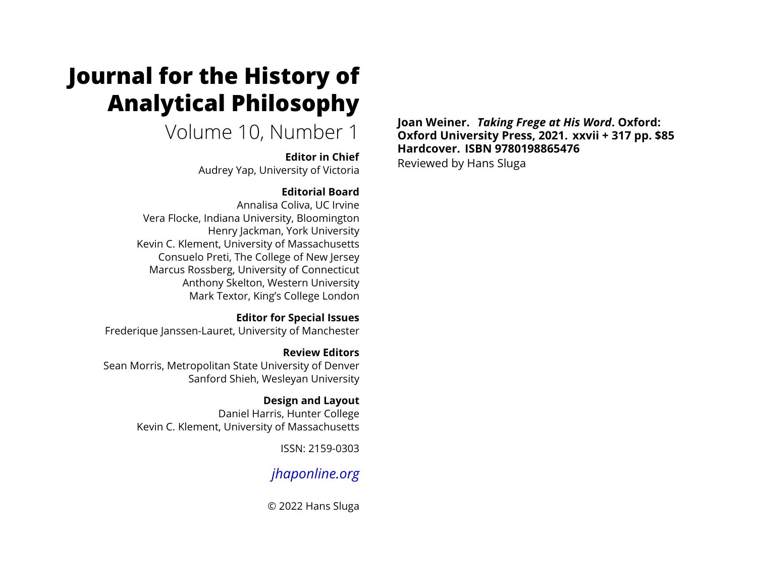# Journal for the History of Analytical Philosophy

Volume 10, Number 1

**Editor in Chief**
Audrey Yap, University of Victoria

**Editorial Board**
Annalisa Coliva, UC Irvine
Vera Flocke, Indiana University, Bloomington
Henry Jackman, York University
Kevin C. Klement, University of Massachusetts
Consuelo Preti, The College of New Jersey
Marcus Rossberg, University of Connecticut
Anthony Skelton, Western University
Mark Textor, King's College London

**Editor for Special Issues**
Frederique Janssen-Lauret, University of Manchester

**Review Editors**
Sean Morris, Metropolitan State University of Denver
Sanford Shieh, Wesleyan University

**Design and Layout**
Daniel Harris, Hunter College
Kevin C. Klement, University of Massachusetts

ISSN: 2159-0303

*jhaponline.org*

© 2022 Hans Sluga

**Joan Weiner. *Taking Frege at His Word*. Oxford: Oxford University Press, 2021. xxvii + 317 pp. $85 Hardcover. ISBN 9780198865476**

Reviewed by Hans Sluga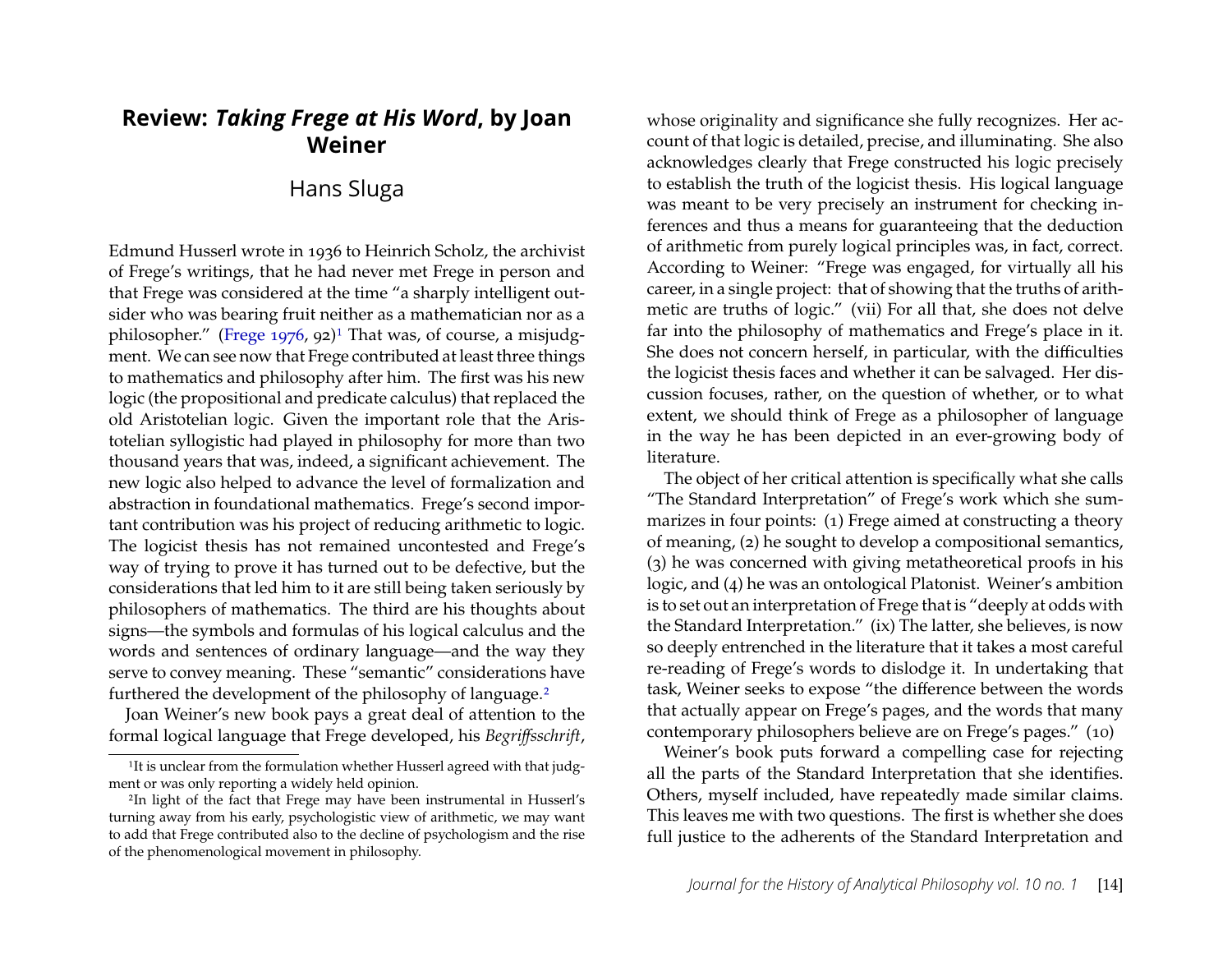# Review: *Taking Frege at His Word*, by Joan Weiner

Hans Sluga

Edmund Husserl wrote in 1936 to Heinrich Scholz, the archivist of Frege's writings, that he had never met Frege in person and that Frege was considered at the time "a sharply intelligent outsider who was bearing fruit neither as a mathematician nor as a philosopher." (Frege 1976, 92)[1] That was, of course, a misjudgment. We can see now that Frege contributed at least three things to mathematics and philosophy after him. The first was his new logic (the propositional and predicate calculus) that replaced the old Aristotelian logic. Given the important role that the Aristotelian syllogistic had played in philosophy for more than two thousand years that was, indeed, a significant achievement. The new logic also helped to advance the level of formalization and abstraction in foundational mathematics. Frege's second important contribution was his project of reducing arithmetic to logic. The logicist thesis has not remained uncontested and Frege's way of trying to prove it has turned out to be defective, but the considerations that led him to it are still being taken seriously by philosophers of mathematics. The third are his thoughts about signs—the symbols and formulas of his logical calculus and the words and sentences of ordinary language—and the way they serve to convey meaning. These "semantic" considerations have furthered the development of the philosophy of language.[2]

Joan Weiner's new book pays a great deal of attention to the formal logical language that Frege developed, his *Begriffsschrift*, whose originality and significance she fully recognizes. Her account of that logic is detailed, precise, and illuminating. She also acknowledges clearly that Frege constructed his logic precisely to establish the truth of the logicist thesis. His logical language was meant to be very precisely an instrument for checking inferences and thus a means for guaranteeing that the deduction of arithmetic from purely logical principles was, in fact, correct. According to Weiner: "Frege was engaged, for virtually all his career, in a single project: that of showing that the truths of arithmetic are truths of logic." (vii) For all that, she does not delve far into the philosophy of mathematics and Frege's place in it. She does not concern herself, in particular, with the difficulties the logicist thesis faces and whether it can be salvaged. Her discussion focuses, rather, on the question of whether, or to what extent, we should think of Frege as a philosopher of language in the way he has been depicted in an ever-growing body of literature.

The object of her critical attention is specifically what she calls "The Standard Interpretation" of Frege's work which she summarizes in four points: (1) Frege aimed at constructing a theory of meaning, (2) he sought to develop a compositional semantics, (3) he was concerned with giving metatheoretical proofs in his logic, and (4) he was an ontological Platonist. Weiner's ambition is to set out an interpretation of Frege that is "deeply at odds with the Standard Interpretation." (ix) The latter, she believes, is now so deeply entrenched in the literature that it takes a most careful re-reading of Frege's words to dislodge it. In undertaking that task, Weiner seeks to expose "the difference between the words that actually appear on Frege's pages, and the words that many contemporary philosophers believe are on Frege's pages." (10)

Weiner's book puts forward a compelling case for rejecting all the parts of the Standard Interpretation that she identifies. Others, myself included, have repeatedly made similar claims. This leaves me with two questions. The first is whether she does full justice to the adherents of the Standard Interpretation and

---

[1] It is unclear from the formulation whether Husserl agreed with that judgment or was only reporting a widely held opinion.

[2] In light of the fact that Frege may have been instrumental in Husserl's turning away from his early, psychologistic view of arithmetic, we may want to add that Frege contributed also to the decline of psychologism and the rise of the phenomenological movement in philosophy.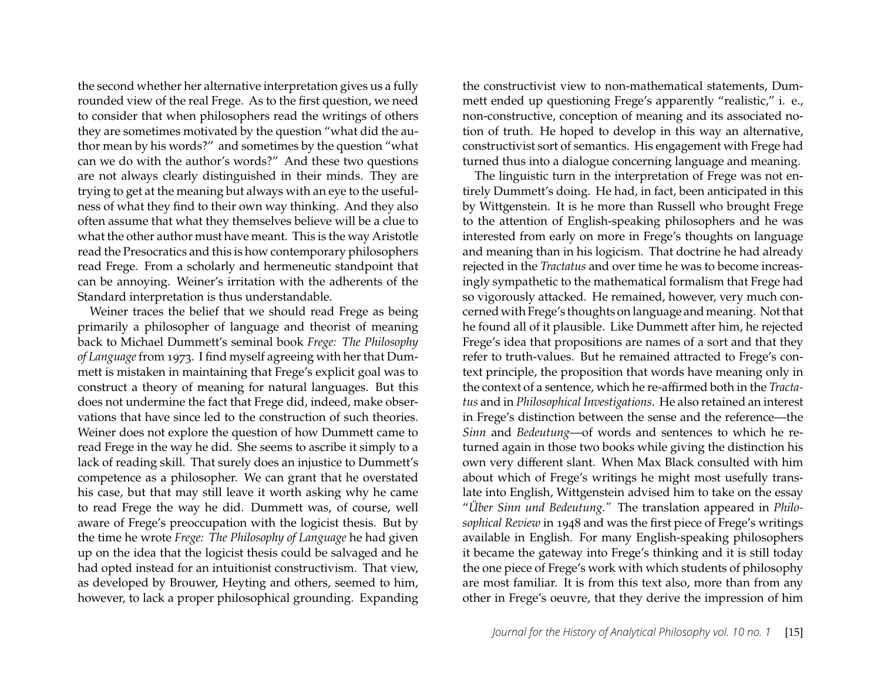the second whether her alternative interpretation gives us a fully rounded view of the real Frege. As to the first question, we need to consider that when philosophers read the writings of others they are sometimes motivated by the question "what did the author mean by his words?" and sometimes by the question "what can we do with the author's words?" And these two questions are not always clearly distinguished in their minds. They are trying to get at the meaning but always with an eye to the usefulness of what they find to their own way thinking. And they also often assume that what they themselves believe will be a clue to what the other author must have meant. This is the way Aristotle read the Presocratics and this is how contemporary philosophers read Frege. From a scholarly and hermeneutic standpoint that can be annoying. Weiner's irritation with the adherents of the Standard interpretation is thus understandable.

Weiner traces the belief that we should read Frege as being primarily a philosopher of language and theorist of meaning back to Michael Dummett's seminal book *Frege: The Philosophy of Language* from 1973. I find myself agreeing with her that Dummett is mistaken in maintaining that Frege's explicit goal was to construct a theory of meaning for natural languages. But this does not undermine the fact that Frege did, indeed, make observations that have since led to the construction of such theories. Weiner does not explore the question of how Dummett came to read Frege in the way he did. She seems to ascribe it simply to a lack of reading skill. That surely does an injustice to Dummett's competence as a philosopher. We can grant that he overstated his case, but that may still leave it worth asking why he came to read Frege the way he did. Dummett was, of course, well aware of Frege's preoccupation with the logicist thesis. But by the time he wrote *Frege: The Philosophy of Language* he had given up on the idea that the logicist thesis could be salvaged and he had opted instead for an intuitionist constructivism. That view, as developed by Brouwer, Heyting and others, seemed to him, however, to lack a proper philosophical grounding. Expanding the constructivist view to non-mathematical statements, Dummett ended up questioning Frege's apparently "realistic," i. e., non-constructive, conception of meaning and its associated notion of truth. He hoped to develop in this way an alternative, constructivist sort of semantics. His engagement with Frege had turned thus into a dialogue concerning language and meaning.

The linguistic turn in the interpretation of Frege was not entirely Dummett's doing. He had, in fact, been anticipated in this by Wittgenstein. It is he more than Russell who brought Frege to the attention of English-speaking philosophers and he was interested from early on more in Frege's thoughts on language and meaning than in his logicism. That doctrine he had already rejected in the *Tractatus* and over time he was to become increasingly sympathetic to the mathematical formalism that Frege had so vigorously attacked. He remained, however, very much concerned with Frege's thoughts on language and meaning. Not that he found all of it plausible. Like Dummett after him, he rejected Frege's idea that propositions are names of a sort and that they refer to truth-values. But he remained attracted to Frege's context principle, the proposition that words have meaning only in the context of a sentence, which he re-affirmed both in the *Tractatus* and in *Philosophical Investigations*. He also retained an interest in Frege's distinction between the sense and the reference—the *Sinn* and *Bedeutung*—of words and sentences to which he returned again in those two books while giving the distinction his own very different slant. When Max Black consulted with him about which of Frege's writings he might most usefully translate into English, Wittgenstein advised him to take on the essay "*Über Sinn und Bedeutung.*" The translation appeared in *Philosophical Review* in 1948 and was the first piece of Frege's writings available in English. For many English-speaking philosophers it became the gateway into Frege's thinking and it is still today the one piece of Frege's work with which students of philosophy are most familiar. It is from this text also, more than from any other in Frege's oeuvre, that they derive the impression of him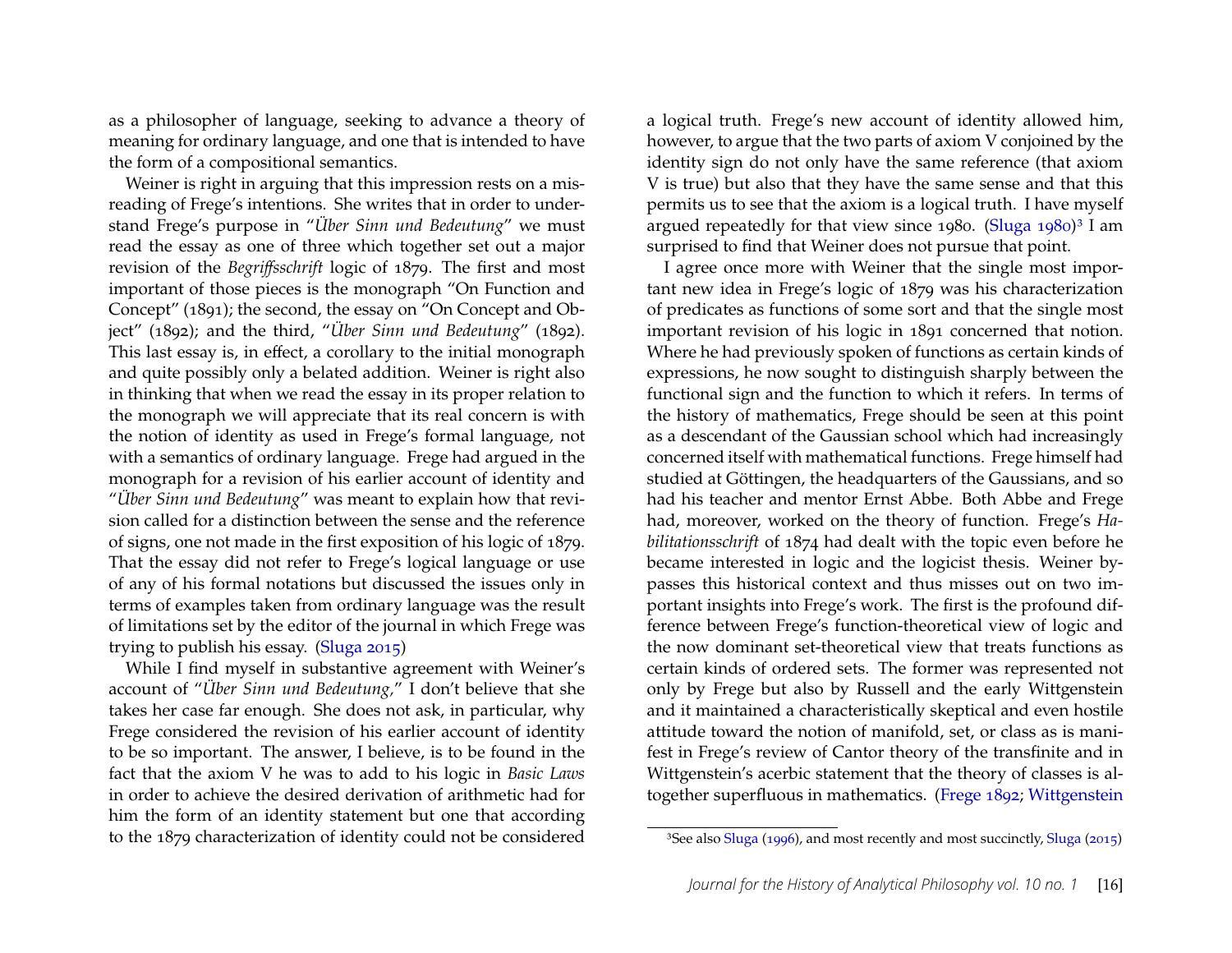as a philosopher of language, seeking to advance a theory of meaning for ordinary language, and one that is intended to have the form of a compositional semantics.

Weiner is right in arguing that this impression rests on a misreading of Frege's intentions. She writes that in order to understand Frege's purpose in "*Über Sinn und Bedeutung*" we must read the essay as one of three which together set out a major revision of the *Begriffsschrift* logic of 1879. The first and most important of those pieces is the monograph "On Function and Concept" (1891); the second, the essay on "On Concept and Object" (1892); and the third, "*Über Sinn und Bedeutung*" (1892). This last essay is, in effect, a corollary to the initial monograph and quite possibly only a belated addition. Weiner is right also in thinking that when we read the essay in its proper relation to the monograph we will appreciate that its real concern is with the notion of identity as used in Frege's formal language, not with a semantics of ordinary language. Frege had argued in the monograph for a revision of his earlier account of identity and "*Über Sinn und Bedeutung*" was meant to explain how that revision called for a distinction between the sense and the reference of signs, one not made in the first exposition of his logic of 1879. That the essay did not refer to Frege's logical language or use of any of his formal notations but discussed the issues only in terms of examples taken from ordinary language was the result of limitations set by the editor of the journal in which Frege was trying to publish his essay. (Sluga 2015)

While I find myself in substantive agreement with Weiner's account of "*Über Sinn und Bedeutung*," I don't believe that she takes her case far enough. She does not ask, in particular, why Frege considered the revision of his earlier account of identity to be so important. The answer, I believe, is to be found in the fact that the axiom V he was to add to his logic in *Basic Laws* in order to achieve the desired derivation of arithmetic had for him the form of an identity statement but one that according to the 1879 characterization of identity could not be considered a logical truth. Frege's new account of identity allowed him, however, to argue that the two parts of axiom V conjoined by the identity sign do not only have the same reference (that axiom V is true) but also that they have the same sense and that this permits us to see that the axiom is a logical truth. I have myself argued repeatedly for that view since 1980. (Sluga 1980)[3] I am surprised to find that Weiner does not pursue that point.

I agree once more with Weiner that the single most important new idea in Frege's logic of 1879 was his characterization of predicates as functions of some sort and that the single most important revision of his logic in 1891 concerned that notion. Where he had previously spoken of functions as certain kinds of expressions, he now sought to distinguish sharply between the functional sign and the function to which it refers. In terms of the history of mathematics, Frege should be seen at this point as a descendant of the Gaussian school which had increasingly concerned itself with mathematical functions. Frege himself had studied at Göttingen, the headquarters of the Gaussians, and so had his teacher and mentor Ernst Abbe. Both Abbe and Frege had, moreover, worked on the theory of function. Frege's *Habilitationsschrift* of 1874 had dealt with the topic even before he became interested in logic and the logicist thesis. Weiner bypasses this historical context and thus misses out on two important insights into Frege's work. The first is the profound difference between Frege's function-theoretical view of logic and the now dominant set-theoretical view that treats functions as certain kinds of ordered sets. The former was represented not only by Frege but also by Russell and the early Wittgenstein and it maintained a characteristically skeptical and even hostile attitude toward the notion of manifold, set, or class as is manifest in Frege's review of Cantor theory of the transfinite and in Wittgenstein's acerbic statement that the theory of classes is altogether superfluous in mathematics. (Frege 1892; Wittgenstein

[3] See also Sluga (1996), and most recently and most succinctly, Sluga (2015)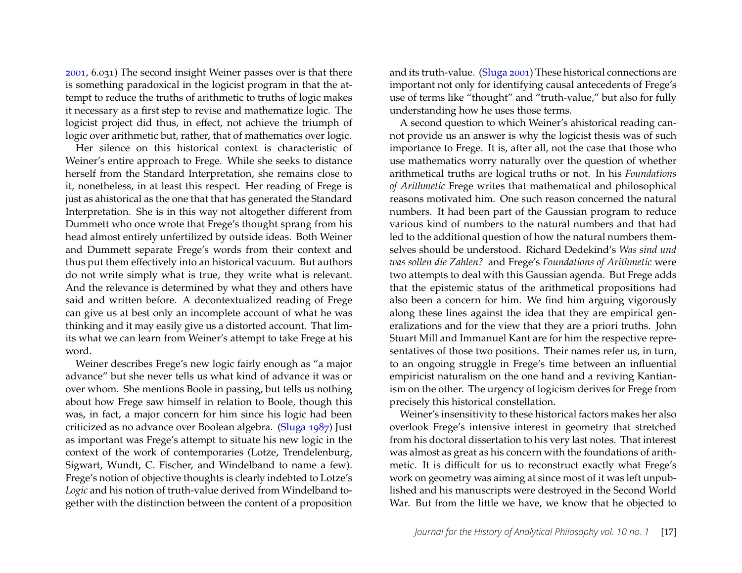2001, 6.031) The second insight Weiner passes over is that there is something paradoxical in the logicist program in that the attempt to reduce the truths of arithmetic to truths of logic makes it necessary as a first step to revise and mathematize logic. The logicist project did thus, in effect, not achieve the triumph of logic over arithmetic but, rather, that of mathematics over logic.

Her silence on this historical context is characteristic of Weiner's entire approach to Frege. While she seeks to distance herself from the Standard Interpretation, she remains close to it, nonetheless, in at least this respect. Her reading of Frege is just as ahistorical as the one that that has generated the Standard Interpretation. She is in this way not altogether different from Dummett who once wrote that Frege's thought sprang from his head almost entirely unfertilized by outside ideas. Both Weiner and Dummett separate Frege's words from their context and thus put them effectively into an historical vacuum. But authors do not write simply what is true, they write what is relevant. And the relevance is determined by what they and others have said and written before. A decontextualized reading of Frege can give us at best only an incomplete account of what he was thinking and it may easily give us a distorted account. That limits what we can learn from Weiner's attempt to take Frege at his word.

Weiner describes Frege's new logic fairly enough as "a major advance" but she never tells us what kind of advance it was or over whom. She mentions Boole in passing, but tells us nothing about how Frege saw himself in relation to Boole, though this was, in fact, a major concern for him since his logic had been criticized as no advance over Boolean algebra. (Sluga 1987) Just as important was Frege's attempt to situate his new logic in the context of the work of contemporaries (Lotze, Trendelenburg, Sigwart, Wundt, C. Fischer, and Windelband to name a few). Frege's notion of objective thoughts is clearly indebted to Lotze's *Logic* and his notion of truth-value derived from Windelband together with the distinction between the content of a proposition and its truth-value. (Sluga 2001) These historical connections are important not only for identifying causal antecedents of Frege's use of terms like "thought" and "truth-value," but also for fully understanding how he uses those terms.

A second question to which Weiner's ahistorical reading cannot provide us an answer is why the logicist thesis was of such importance to Frege. It is, after all, not the case that those who use mathematics worry naturally over the question of whether arithmetical truths are logical truths or not. In his *Foundations of Arithmetic* Frege writes that mathematical and philosophical reasons motivated him. One such reason concerned the natural numbers. It had been part of the Gaussian program to reduce various kind of numbers to the natural numbers and that had led to the additional question of how the natural numbers themselves should be understood. Richard Dedekind's *Was sind und was sollen die Zahlen?* and Frege's *Foundations of Arithmetic* were two attempts to deal with this Gaussian agenda. But Frege adds that the epistemic status of the arithmetical propositions had also been a concern for him. We find him arguing vigorously along these lines against the idea that they are empirical generalizations and for the view that they are a priori truths. John Stuart Mill and Immanuel Kant are for him the respective representatives of those two positions. Their names refer us, in turn, to an ongoing struggle in Frege's time between an influential empiricist naturalism on the one hand and a reviving Kantianism on the other. The urgency of logicism derives for Frege from precisely this historical constellation.

Weiner's insensitivity to these historical factors makes her also overlook Frege's intensive interest in geometry that stretched from his doctoral dissertation to his very last notes. That interest was almost as great as his concern with the foundations of arithmetic. It is difficult for us to reconstruct exactly what Frege's work on geometry was aiming at since most of it was left unpublished and his manuscripts were destroyed in the Second World War. But from the little we have, we know that he objected to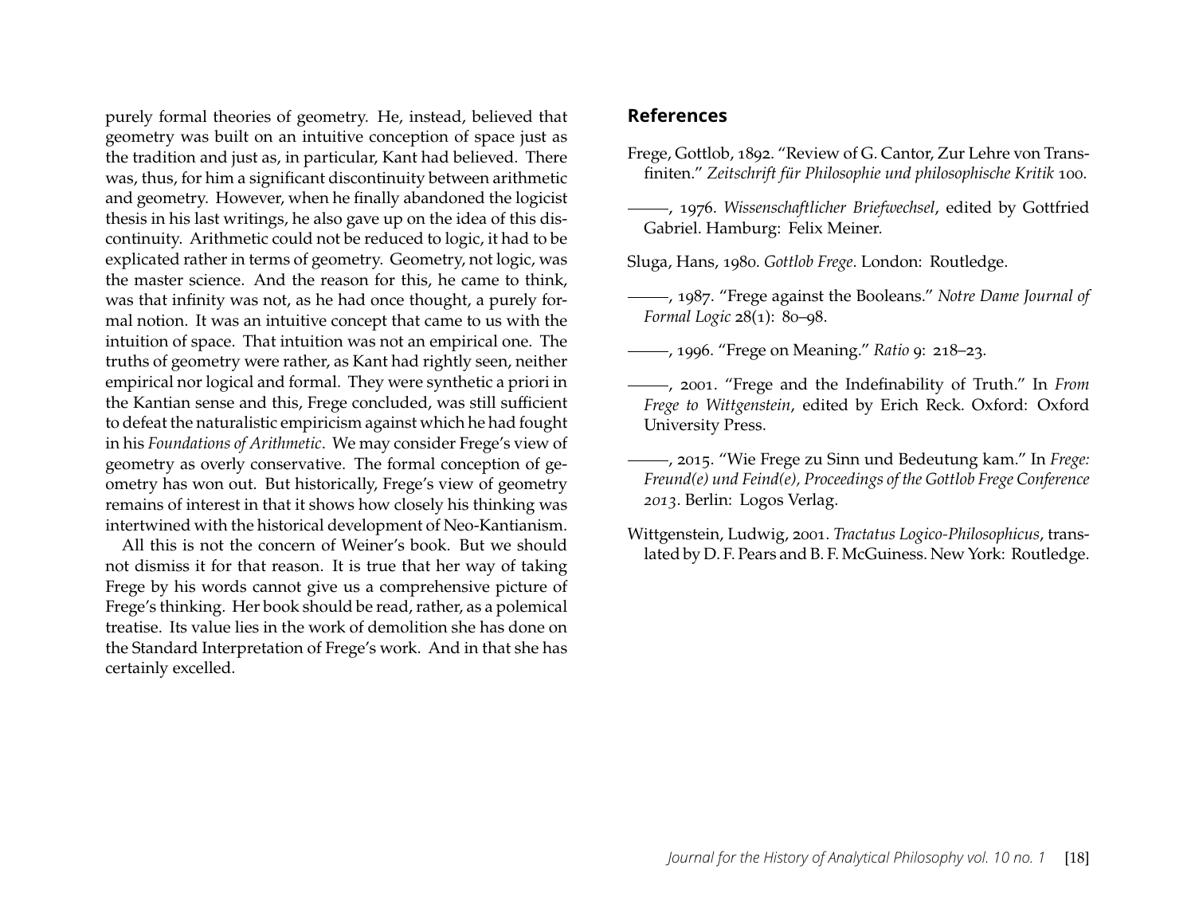purely formal theories of geometry. He, instead, believed that geometry was built on an intuitive conception of space just as the tradition and just as, in particular, Kant had believed. There was, thus, for him a significant discontinuity between arithmetic and geometry. However, when he finally abandoned the logicist thesis in his last writings, he also gave up on the idea of this discontinuity. Arithmetic could not be reduced to logic, it had to be explicated rather in terms of geometry. Geometry, not logic, was the master science. And the reason for this, he came to think, was that infinity was not, as he had once thought, a purely formal notion. It was an intuitive concept that came to us with the intuition of space. That intuition was not an empirical one. The truths of geometry were rather, as Kant had rightly seen, neither empirical nor logical and formal. They were synthetic a priori in the Kantian sense and this, Frege concluded, was still sufficient to defeat the naturalistic empiricism against which he had fought in his *Foundations of Arithmetic*. We may consider Frege's view of geometry as overly conservative. The formal conception of geometry has won out. But historically, Frege's view of geometry remains of interest in that it shows how closely his thinking was intertwined with the historical development of Neo-Kantianism.

All this is not the concern of Weiner's book. But we should not dismiss it for that reason. It is true that her way of taking Frege by his words cannot give us a comprehensive picture of Frege's thinking. Her book should be read, rather, as a polemical treatise. Its value lies in the work of demolition she has done on the Standard Interpretation of Frege's work. And in that she has certainly excelled.

## References

Frege, Gottlob, 1892. "Review of G. Cantor, Zur Lehre von Transfiniten." *Zeitschrift für Philosophie und philosophische Kritik* 100.

———, 1976. *Wissenschaftlicher Briefwechsel*, edited by Gottfried Gabriel. Hamburg: Felix Meiner.

Sluga, Hans, 1980. *Gottlob Frege*. London: Routledge.

———, 1987. "Frege against the Booleans." *Notre Dame Journal of Formal Logic* 28(1): 80–98.

———, 1996. "Frege on Meaning." *Ratio* 9: 218–23.

———, 2001. "Frege and the Indefinability of Truth." In *From Frege to Wittgenstein*, edited by Erich Reck. Oxford: Oxford University Press.

———, 2015. "Wie Frege zu Sinn und Bedeutung kam." In *Frege: Freund(e) und Feind(e), Proceedings of the Gottlob Frege Conference 2013*. Berlin: Logos Verlag.

Wittgenstein, Ludwig, 2001. *Tractatus Logico-Philosophicus*, translated by D. F. Pears and B. F. McGuiness. New York: Routledge.